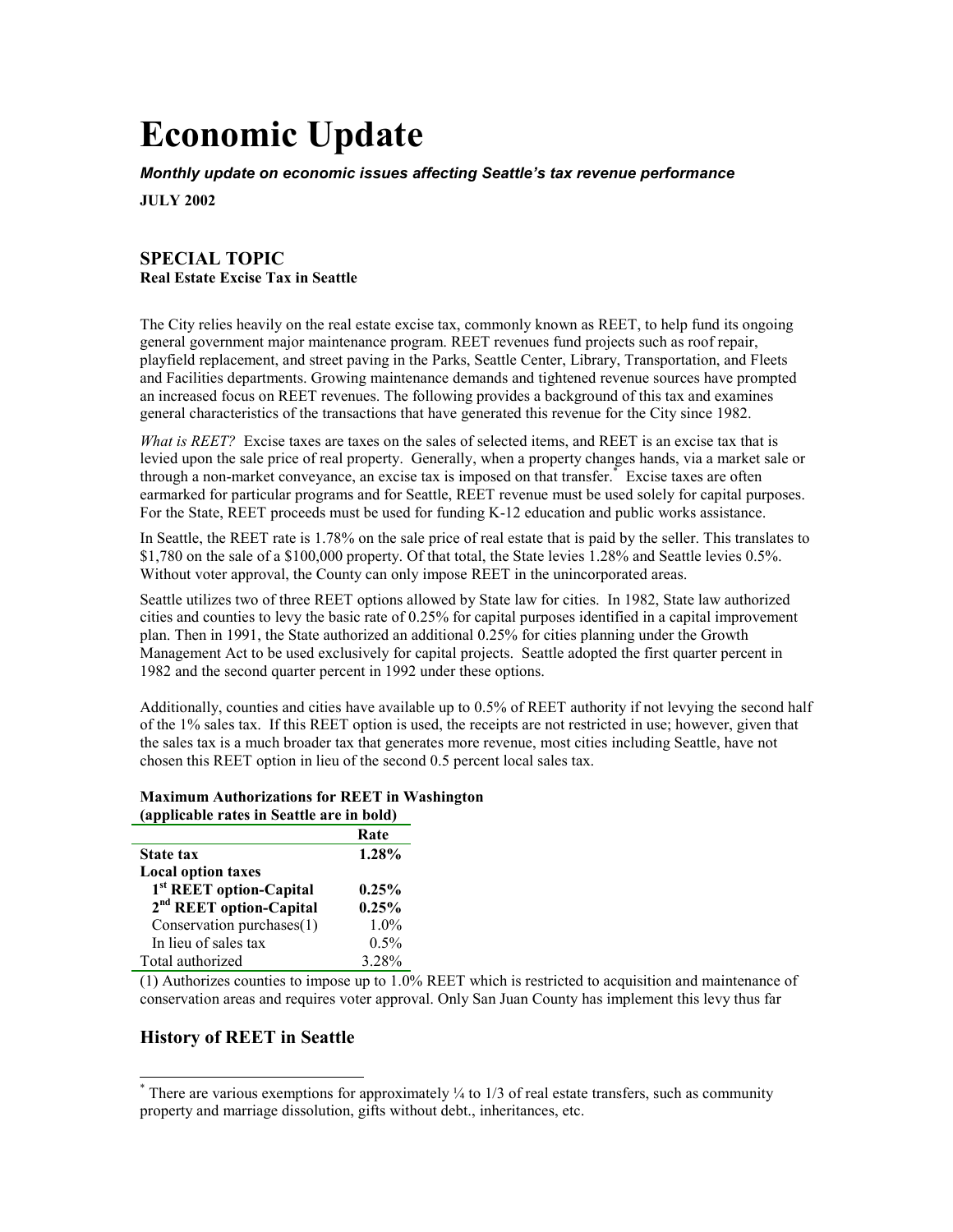# Economic Update

***Monthly update on economic issues affecting Seattle's tax revenue performance***

**JULY 2002**

## SPECIAL TOPIC

**Real Estate Excise Tax in Seattle**

The City relies heavily on the real estate excise tax, commonly known as REET, to help fund its ongoing general government major maintenance program. REET revenues fund projects such as roof repair, playfield replacement, and street paving in the Parks, Seattle Center, Library, Transportation, and Fleets and Facilities departments. Growing maintenance demands and tightened revenue sources have prompted an increased focus on REET revenues. The following provides a background of this tax and examines general characteristics of the transactions that have generated this revenue for the City since 1982.

*What is REET?* Excise taxes are taxes on the sales of selected items, and REET is an excise tax that is levied upon the sale price of real property. Generally, when a property changes hands, via a market sale or through a non-market conveyance, an excise tax is imposed on that transfer.* Excise taxes are often earmarked for particular programs and for Seattle, REET revenue must be used solely for capital purposes. For the State, REET proceeds must be used for funding K-12 education and public works assistance.

In Seattle, the REET rate is 1.78% on the sale price of real estate that is paid by the seller. This translates to $1,780 on the sale of a $100,000 property. Of that total, the State levies 1.28% and Seattle levies 0.5%. Without voter approval, the County can only impose REET in the unincorporated areas.

Seattle utilizes two of three REET options allowed by State law for cities. In 1982, State law authorized cities and counties to levy the basic rate of 0.25% for capital purposes identified in a capital improvement plan. Then in 1991, the State authorized an additional 0.25% for cities planning under the Growth Management Act to be used exclusively for capital projects. Seattle adopted the first quarter percent in 1982 and the second quarter percent in 1992 under these options.

Additionally, counties and cities have available up to 0.5% of REET authority if not levying the second half of the 1% sales tax. If this REET option is used, the receipts are not restricted in use; however, given that the sales tax is a much broader tax that generates more revenue, most cities including Seattle, have not chosen this REET option in lieu of the second 0.5 percent local sales tax.

**Maximum Authorizations for REET in Washington**
**(applicable rates in Seattle are in bold)**

| | Rate |
|---|---|
| **State tax** | **1.28%** |
| **Local option taxes** | |
| **1st REET option-Capital** | **0.25%** |
| **2nd REET option-Capital** | **0.25%** |
| Conservation purchases(1) | 1.0% |
| In lieu of sales tax | 0.5% |
| Total authorized | 3.28% |

(1) Authorizes counties to impose up to 1.0% REET which is restricted to acquisition and maintenance of conservation areas and requires voter approval. Only San Juan County has implement this levy thus far

## History of REET in Seattle

* There are various exemptions for approximately ¼ to 1/3 of real estate transfers, such as community property and marriage dissolution, gifts without debt., inheritances, etc.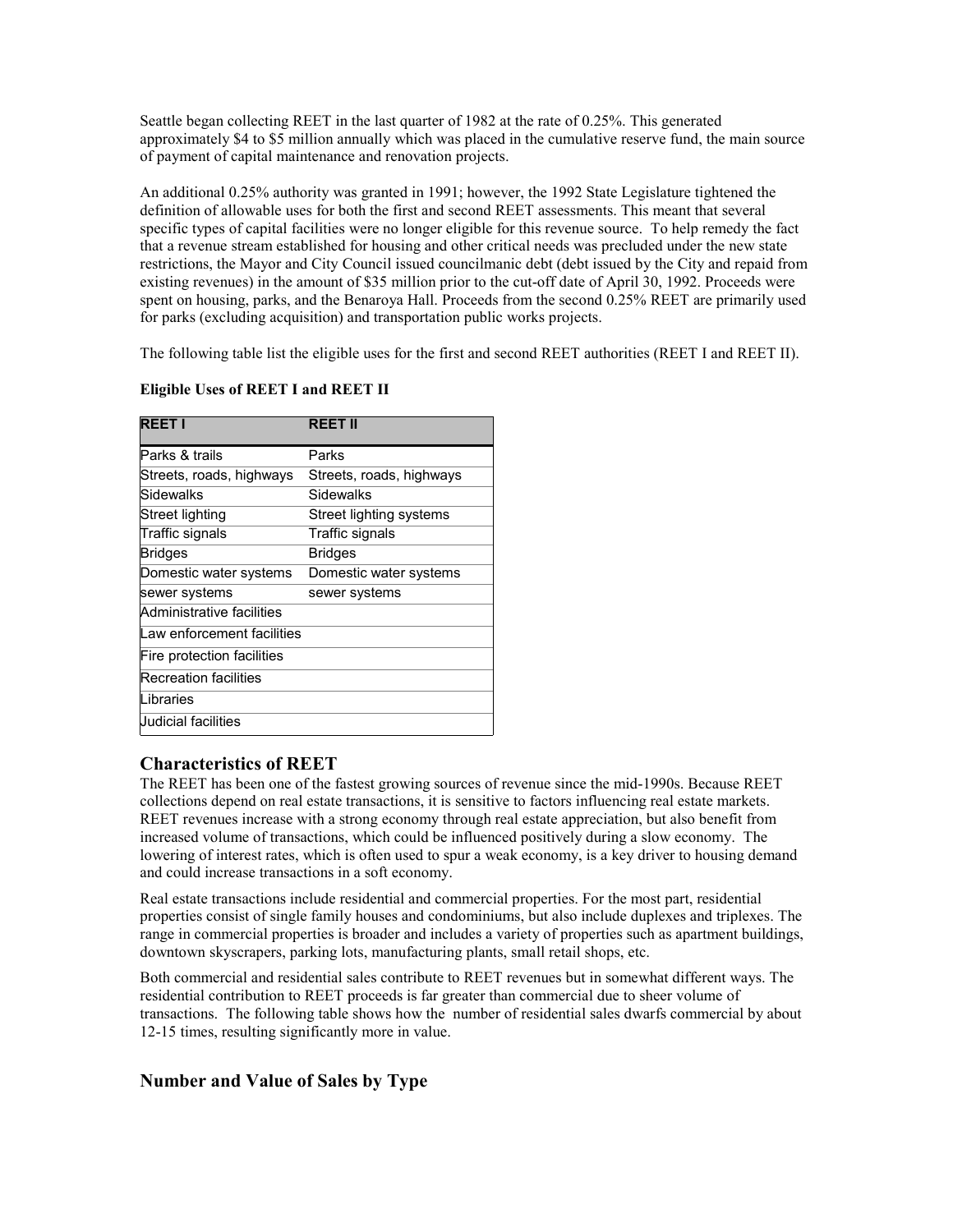Seattle began collecting REET in the last quarter of 1982 at the rate of 0.25%. This generated approximately $4 to $5 million annually which was placed in the cumulative reserve fund, the main source of payment of capital maintenance and renovation projects.

An additional 0.25% authority was granted in 1991; however, the 1992 State Legislature tightened the definition of allowable uses for both the first and second REET assessments. This meant that several specific types of capital facilities were no longer eligible for this revenue source. To help remedy the fact that a revenue stream established for housing and other critical needs was precluded under the new state restrictions, the Mayor and City Council issued councilmanic debt (debt issued by the City and repaid from existing revenues) in the amount of $35 million prior to the cut-off date of April 30, 1992. Proceeds were spent on housing, parks, and the Benaroya Hall. Proceeds from the second 0.25% REET are primarily used for parks (excluding acquisition) and transportation public works projects.

The following table list the eligible uses for the first and second REET authorities (REET I and REET II).

**Eligible Uses of REET I and REET II**

| REET I | REET II |
|---|---|
| Parks & trails | Parks |
| Streets, roads, highways | Streets, roads, highways |
| Sidewalks | Sidewalks |
| Street lighting | Street lighting systems |
| Traffic signals | Traffic signals |
| Bridges | Bridges |
| Domestic water systems | Domestic water systems |
| sewer systems | sewer systems |
| Administrative facilities | |
| Law enforcement facilities | |
| Fire protection facilities | |
| Recreation facilities | |
| Libraries | |
| Judicial facilities | |

## Characteristics of REET

The REET has been one of the fastest growing sources of revenue since the mid-1990s. Because REET collections depend on real estate transactions, it is sensitive to factors influencing real estate markets. REET revenues increase with a strong economy through real estate appreciation, but also benefit from increased volume of transactions, which could be influenced positively during a slow economy. The lowering of interest rates, which is often used to spur a weak economy, is a key driver to housing demand and could increase transactions in a soft economy.

Real estate transactions include residential and commercial properties. For the most part, residential properties consist of single family houses and condominiums, but also include duplexes and triplexes. The range in commercial properties is broader and includes a variety of properties such as apartment buildings, downtown skyscrapers, parking lots, manufacturing plants, small retail shops, etc.

Both commercial and residential sales contribute to REET revenues but in somewhat different ways. The residential contribution to REET proceeds is far greater than commercial due to sheer volume of transactions. The following table shows how the number of residential sales dwarfs commercial by about 12-15 times, resulting significantly more in value.

## Number and Value of Sales by Type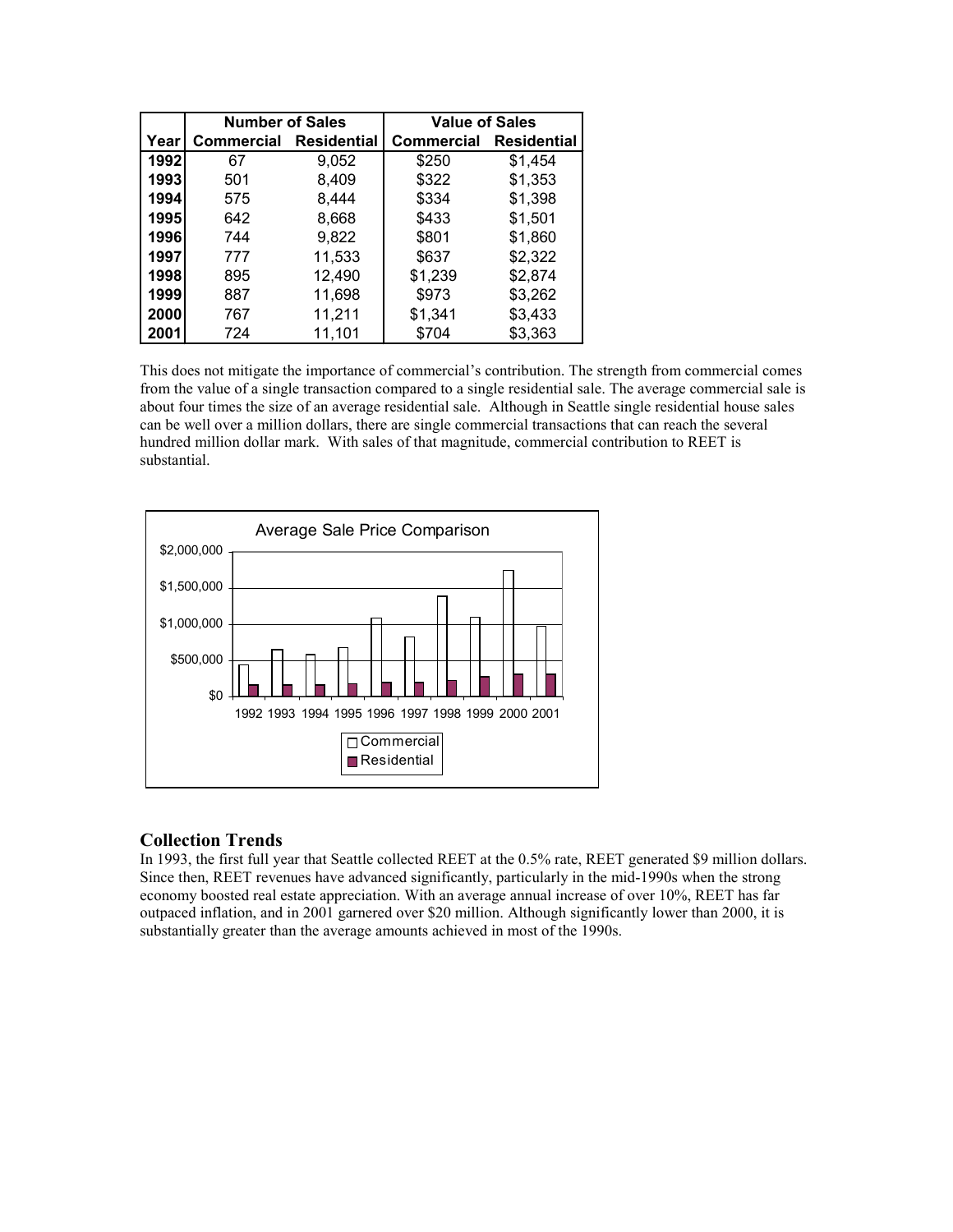| | Number of Sales | | Value of Sales | |
|---|---|---|---|---|
| **Year** | **Commercial** | **Residential** | **Commercial** | **Residential** |
| **1992** | 67 | 9,052 | $250 | $1,454 |
| **1993** | 501 | 8,409 | $322 | $1,353 |
| **1994** | 575 | 8,444 | $334 | $1,398 |
| **1995** | 642 | 8,668 | $433 | $1,501 |
| **1996** | 744 | 9,822 | $801 | $1,860 |
| **1997** | 777 | 11,533 | $637 | $2,322 |
| **1998** | 895 | 12,490 | $1,239 | $2,874 |
| **1999** | 887 | 11,698 | $973 | $3,262 |
| **2000** | 767 | 11,211 | $1,341 | $3,433 |
| **2001** | 724 | 11,101 | $704 | $3,363 |

This does not mitigate the importance of commercial's contribution. The strength from commercial comes from the value of a single transaction compared to a single residential sale. The average commercial sale is about four times the size of an average residential sale. Although in Seattle single residential house sales can be well over a million dollars, there are single commercial transactions that can reach the several hundred million dollar mark. With sales of that magnitude, commercial contribution to REET is substantial.

## Collection Trends

In 1993, the first full year that Seattle collected REET at the 0.5% rate, REET generated $9 million dollars. Since then, REET revenues have advanced significantly, particularly in the mid-1990s when the strong economy boosted real estate appreciation. With an average annual increase of over 10%, REET has far outpaced inflation, and in 2001 garnered over $20 million. Although significantly lower than 2000, it is substantially greater than the average amounts achieved in most of the 1990s.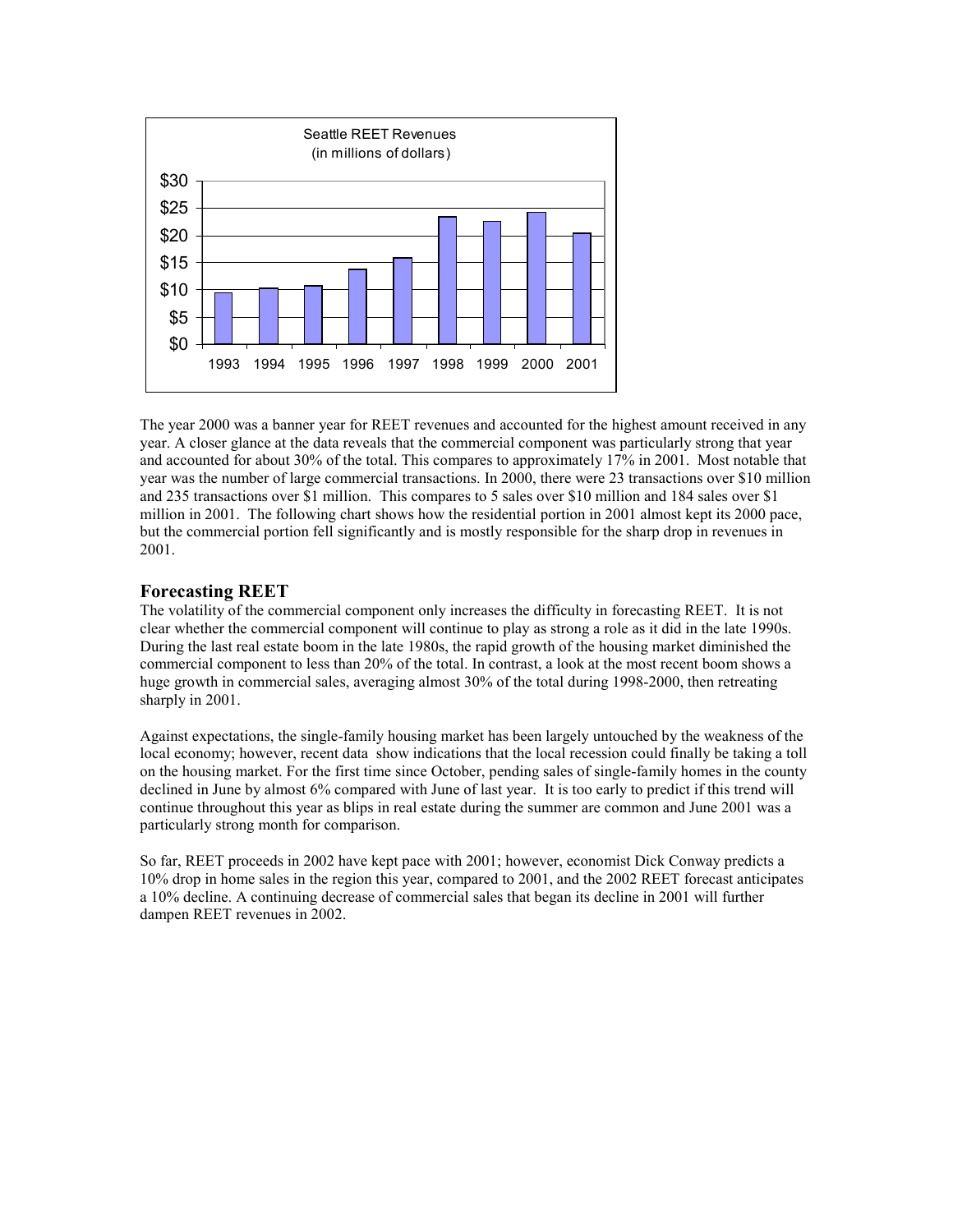Seattle REET Revenues
(in millions of dollars)

The year 2000 was a banner year for REET revenues and accounted for the highest amount received in any year. A closer glance at the data reveals that the commercial component was particularly strong that year and accounted for about 30% of the total. This compares to approximately 17% in 2001. Most notable that year was the number of large commercial transactions. In 2000, there were 23 transactions over $10 million and 235 transactions over $1 million. This compares to 5 sales over $10 million and 184 sales over $1 million in 2001. The following chart shows how the residential portion in 2001 almost kept its 2000 pace, but the commercial portion fell significantly and is mostly responsible for the sharp drop in revenues in 2001.

## Forecasting REET

The volatility of the commercial component only increases the difficulty in forecasting REET. It is not clear whether the commercial component will continue to play as strong a role as it did in the late 1990s. During the last real estate boom in the late 1980s, the rapid growth of the housing market diminished the commercial component to less than 20% of the total. In contrast, a look at the most recent boom shows a huge growth in commercial sales, averaging almost 30% of the total during 1998-2000, then retreating sharply in 2001.

Against expectations, the single-family housing market has been largely untouched by the weakness of the local economy; however, recent data show indications that the local recession could finally be taking a toll on the housing market. For the first time since October, pending sales of single-family homes in the county declined in June by almost 6% compared with June of last year. It is too early to predict if this trend will continue throughout this year as blips in real estate during the summer are common and June 2001 was a particularly strong month for comparison.

So far, REET proceeds in 2002 have kept pace with 2001; however, economist Dick Conway predicts a 10% drop in home sales in the region this year, compared to 2001, and the 2002 REET forecast anticipates a 10% decline. A continuing decrease of commercial sales that began its decline in 2001 will further dampen REET revenues in 2002.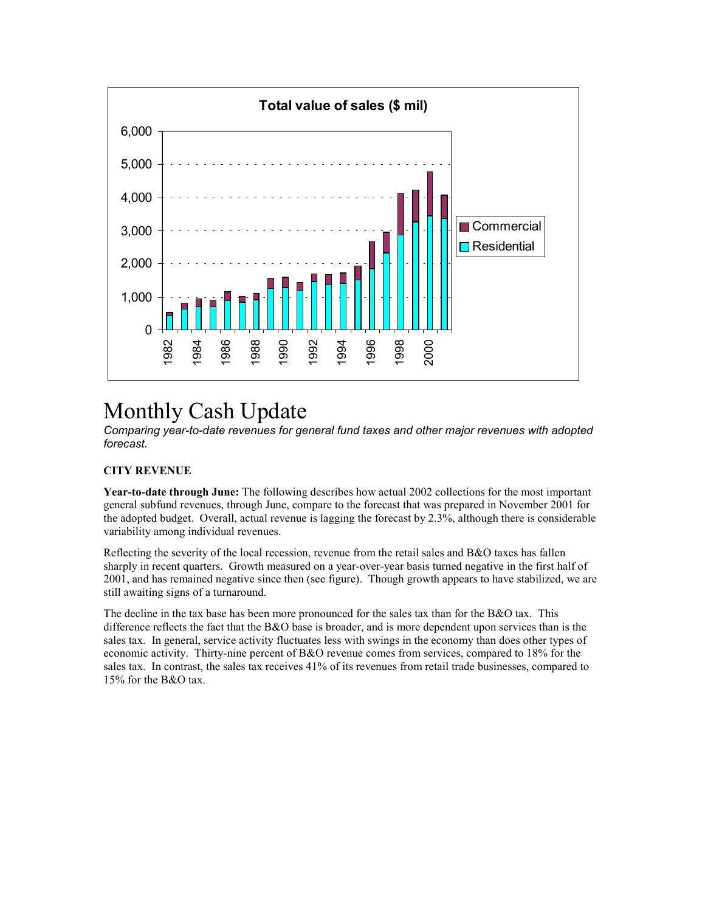# Monthly Cash Update

*Comparing year-to-date revenues for general fund taxes and other major revenues with adopted forecast.*

**CITY REVENUE**

**Year-to-date through June:** The following describes how actual 2002 collections for the most important general subfund revenues, through June, compare to the forecast that was prepared in November 2001 for the adopted budget. Overall, actual revenue is lagging the forecast by 2.3%, although there is considerable variability among individual revenues.

Reflecting the severity of the local recession, revenue from the retail sales and B&O taxes has fallen sharply in recent quarters. Growth measured on a year-over-year basis turned negative in the first half of 2001, and has remained negative since then (see figure). Though growth appears to have stabilized, we are still awaiting signs of a turnaround.

The decline in the tax base has been more pronounced for the sales tax than for the B&O tax. This difference reflects the fact that the B&O base is broader, and is more dependent upon services than is the sales tax. In general, service activity fluctuates less with swings in the economy than does other types of economic activity. Thirty-nine percent of B&O revenue comes from services, compared to 18% for the sales tax. In contrast, the sales tax receives 41% of its revenues from retail trade businesses, compared to 15% for the B&O tax.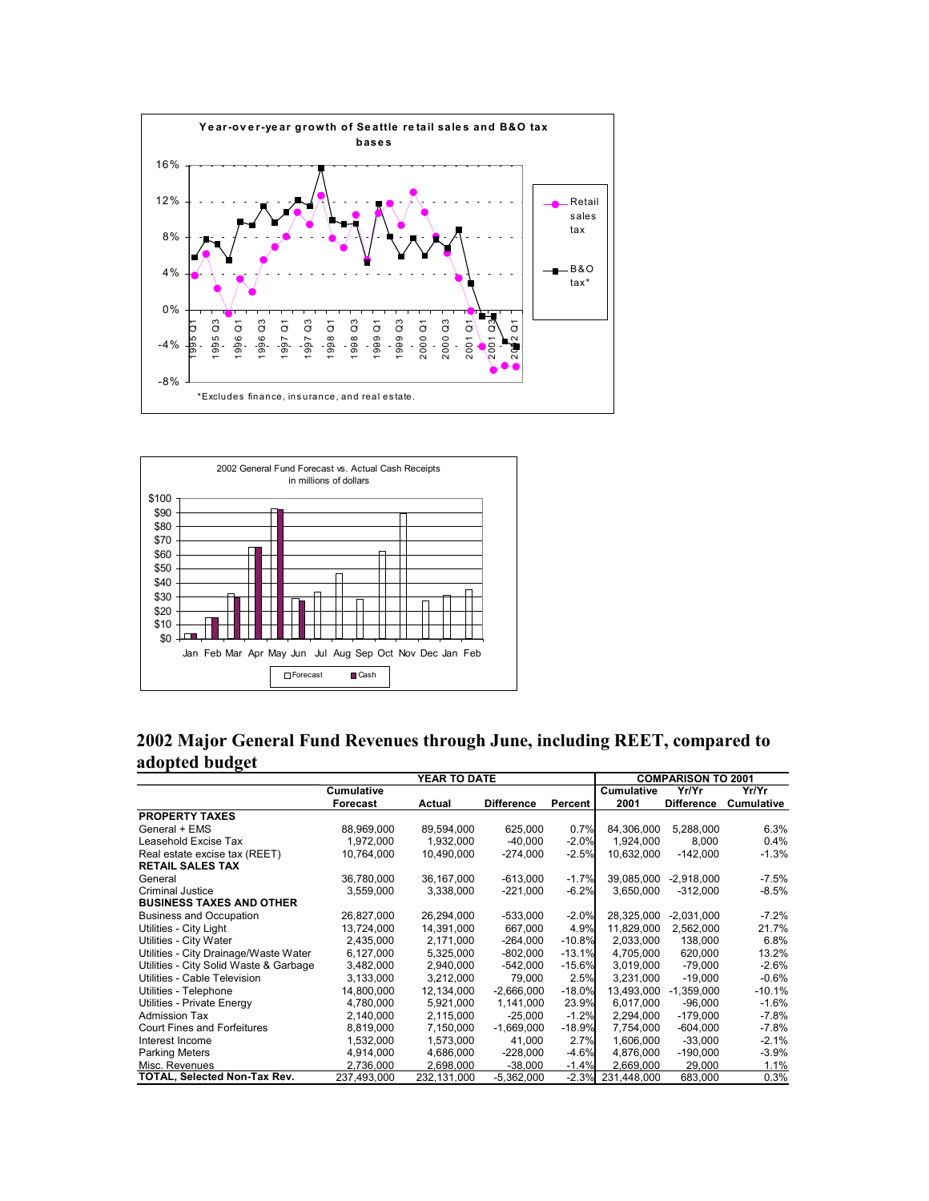Year-over-year growth of Seattle retail sales and B&O tax bases

16%
12%
8%
4%
0%
-4%
-8%

1995 Q1
1995 Q3
1996 Q1
1996 Q3
1997 Q1
1997 Q3
1998 Q1
1998 Q3
1999 Q1
1999 Q3
2000 Q1
2000 Q3
2001 Q1
2001 Q3
2002 Q1

Retail sales tax

B&O tax*

*Excludes finance, insurance, and real estate.

2002 General Fund Forecast vs. Actual Cash Receipts
in millions of dollars

$100
$90
$80
$70
$60
$50
$40
$30
$20
$10
$0

Jan Feb Mar Apr May Jun Jul Aug Sep Oct Nov Dec Jan Feb

Forecast
Cash

## 2002 Major General Fund Revenues through June, including REET, compared to adopted budget

| | YEAR TO DATE | | | | COMPARISON TO 2001 | | |
|---|---|---|---|---|---|---|---|
| | Cumulative Forecast | Actual | Difference | Percent | Cumulative 2001 | Yr/Yr Difference | Yr/Yr Cumulative |
| **PROPERTY TAXES** | | | | | | | |
| General + EMS | 88,969,000 | 89,594,000 | 625,000 | 0.7% | 84,306,000 | 5,288,000 | 6.3% |
| Leasehold Excise Tax | 1,972,000 | 1,932,000 | -40,000 | -2.0% | 1,924,000 | 8,000 | 0.4% |
| Real estate excise tax (REET) | 10,764,000 | 10,490,000 | -274,000 | -2.5% | 10,632,000 | -142,000 | -1.3% |
| **RETAIL SALES TAX** | | | | | | | |
| General | 36,780,000 | 36,167,000 | -613,000 | -1.7% | 39,085,000 | -2,918,000 | -7.5% |
| Criminal Justice | 3,559,000 | 3,338,000 | -221,000 | -6.2% | 3,650,000 | -312,000 | -8.5% |
| **BUSINESS TAXES AND OTHER** | | | | | | | |
| Business and Occupation | 26,827,000 | 26,294,000 | -533,000 | -2.0% | 28,325,000 | -2,031,000 | -7.2% |
| Utilities - City Light | 13,724,000 | 14,391,000 | 667,000 | 4.9% | 11,829,000 | 2,562,000 | 21.7% |
| Utilities - City Water | 2,435,000 | 2,171,000 | -264,000 | -10.8% | 2,033,000 | 138,000 | 6.8% |
| Utilities - City Drainage/Waste Water | 6,127,000 | 5,325,000 | -802,000 | -13.1% | 4,705,000 | 620,000 | 13.2% |
| Utilities - City Solid Waste & Garbage | 3,482,000 | 2,940,000 | -542,000 | -15.6% | 3,019,000 | -79,000 | -2.6% |
| Utilities - Cable Television | 3,133,000 | 3,212,000 | 79,000 | 2.5% | 3,231,000 | -19,000 | -0.6% |
| Utilities - Telephone | 14,800,000 | 12,134,000 | -2,666,000 | -18.0% | 13,493,000 | -1,359,000 | -10.1% |
| Utilities - Private Energy | 4,780,000 | 5,921,000 | 1,141,000 | 23.9% | 6,017,000 | -96,000 | -1.6% |
| Admission Tax | 2,140,000 | 2,115,000 | -25,000 | -1.2% | 2,294,000 | -179,000 | -7.8% |
| Court Fines and Forfeitures | 8,819,000 | 7,150,000 | -1,669,000 | -18.9% | 7,754,000 | -604,000 | -7.8% |
| Interest Income | 1,532,000 | 1,573,000 | 41,000 | 2.7% | 1,606,000 | -33,000 | -2.1% |
| Parking Meters | 4,914,000 | 4,686,000 | -228,000 | -4.6% | 4,876,000 | -190,000 | -3.9% |
| Misc. Revenues | 2,736,000 | 2,698,000 | -38,000 | -1.4% | 2,669,000 | 29,000 | 1.1% |
| **TOTAL, Selected Non-Tax Rev.** | 237,493,000 | 232,131,000 | -5,362,000 | -2.3% | 231,448,000 | 683,000 | 0.3% |